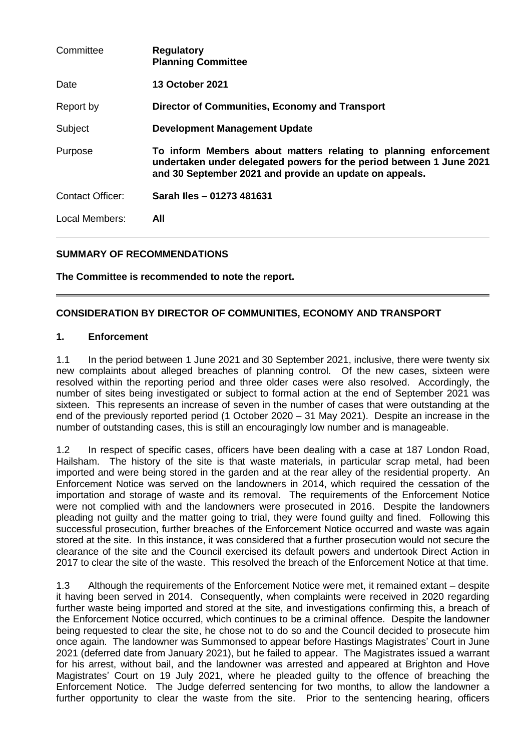| Committee | **Regulatory** **Planning Committee** |
|---|---|
| Date | **13 October 2021** |
| Report by | **Director of Communities, Economy and Transport** |
| Subject | **Development Management Update** |
| Purpose | **To inform Members about matters relating to planning enforcement undertaken under delegated powers for the period between 1 June 2021 and 30 September 2021 and provide an update on appeals.** |
| Contact Officer: | **Sarah Iles – 01273 481631** |
| Local Members: | **All** |

**SUMMARY OF RECOMMENDATIONS**

**The Committee is recommended to note the report.**

**CONSIDERATION BY DIRECTOR OF COMMUNITIES, ECONOMY AND TRANSPORT**

**1. Enforcement**

1.1 In the period between 1 June 2021 and 30 September 2021, inclusive, there were twenty six new complaints about alleged breaches of planning control. Of the new cases, sixteen were resolved within the reporting period and three older cases were also resolved. Accordingly, the number of sites being investigated or subject to formal action at the end of September 2021 was sixteen. This represents an increase of seven in the number of cases that were outstanding at the end of the previously reported period (1 October 2020 – 31 May 2021). Despite an increase in the number of outstanding cases, this is still an encouragingly low number and is manageable.

1.2 In respect of specific cases, officers have been dealing with a case at 187 London Road, Hailsham. The history of the site is that waste materials, in particular scrap metal, had been imported and were being stored in the garden and at the rear alley of the residential property. An Enforcement Notice was served on the landowners in 2014, which required the cessation of the importation and storage of waste and its removal. The requirements of the Enforcement Notice were not complied with and the landowners were prosecuted in 2016. Despite the landowners pleading not guilty and the matter going to trial, they were found guilty and fined. Following this successful prosecution, further breaches of the Enforcement Notice occurred and waste was again stored at the site. In this instance, it was considered that a further prosecution would not secure the clearance of the site and the Council exercised its default powers and undertook Direct Action in 2017 to clear the site of the waste. This resolved the breach of the Enforcement Notice at that time.

1.3 Although the requirements of the Enforcement Notice were met, it remained extant – despite it having been served in 2014. Consequently, when complaints were received in 2020 regarding further waste being imported and stored at the site, and investigations confirming this, a breach of the Enforcement Notice occurred, which continues to be a criminal offence. Despite the landowner being requested to clear the site, he chose not to do so and the Council decided to prosecute him once again. The landowner was Summonsed to appear before Hastings Magistrates' Court in June 2021 (deferred date from January 2021), but he failed to appear. The Magistrates issued a warrant for his arrest, without bail, and the landowner was arrested and appeared at Brighton and Hove Magistrates' Court on 19 July 2021, where he pleaded guilty to the offence of breaching the Enforcement Notice. The Judge deferred sentencing for two months, to allow the landowner a further opportunity to clear the waste from the site. Prior to the sentencing hearing, officers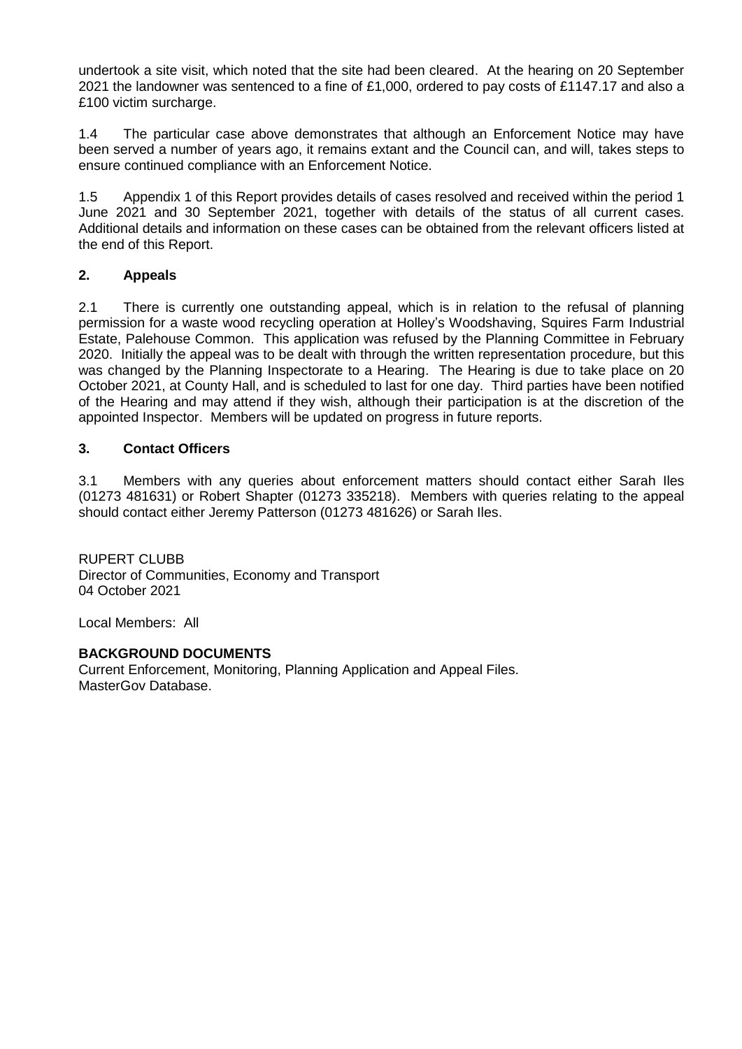undertook a site visit, which noted that the site had been cleared. At the hearing on 20 September 2021 the landowner was sentenced to a fine of £1,000, ordered to pay costs of £1147.17 and also a £100 victim surcharge.

1.4 The particular case above demonstrates that although an Enforcement Notice may have been served a number of years ago, it remains extant and the Council can, and will, takes steps to ensure continued compliance with an Enforcement Notice.

1.5 Appendix 1 of this Report provides details of cases resolved and received within the period 1 June 2021 and 30 September 2021, together with details of the status of all current cases. Additional details and information on these cases can be obtained from the relevant officers listed at the end of this Report.

## 2. Appeals

2.1 There is currently one outstanding appeal, which is in relation to the refusal of planning permission for a waste wood recycling operation at Holley's Woodshaving, Squires Farm Industrial Estate, Palehouse Common. This application was refused by the Planning Committee in February 2020. Initially the appeal was to be dealt with through the written representation procedure, but this was changed by the Planning Inspectorate to a Hearing. The Hearing is due to take place on 20 October 2021, at County Hall, and is scheduled to last for one day. Third parties have been notified of the Hearing and may attend if they wish, although their participation is at the discretion of the appointed Inspector. Members will be updated on progress in future reports.

## 3. Contact Officers

3.1 Members with any queries about enforcement matters should contact either Sarah Iles (01273 481631) or Robert Shapter (01273 335218). Members with queries relating to the appeal should contact either Jeremy Patterson (01273 481626) or Sarah Iles.

RUPERT CLUBB
Director of Communities, Economy and Transport
04 October 2021

Local Members: All

**BACKGROUND DOCUMENTS**
Current Enforcement, Monitoring, Planning Application and Appeal Files.
MasterGov Database.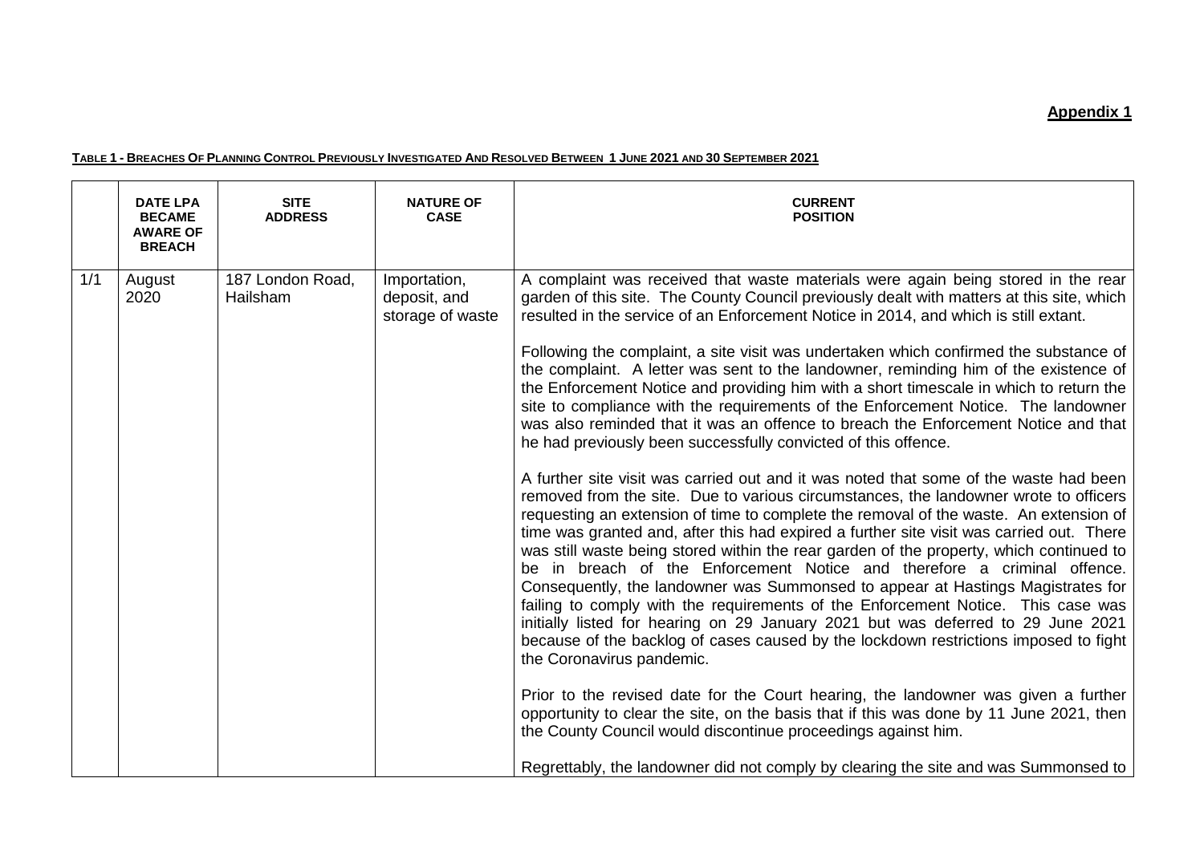**Appendix 1**

**TABLE 1 - BREACHES OF PLANNING CONTROL PREVIOUSLY INVESTIGATED AND RESOLVED BETWEEN 1 JUNE 2021 AND 30 SEPTEMBER 2021**

| | DATE LPA BECAME AWARE OF BREACH | SITE ADDRESS | NATURE OF CASE | CURRENT POSITION |
|---|---|---|---|---|
| 1/1 | August 2020 | 187 London Road, Hailsham | Importation, deposit, and storage of waste | A complaint was received that waste materials were again being stored in the rear garden of this site. The County Council previously dealt with matters at this site, which resulted in the service of an Enforcement Notice in 2014, and which is still extant.<br><br>Following the complaint, a site visit was undertaken which confirmed the substance of the complaint. A letter was sent to the landowner, reminding him of the existence of the Enforcement Notice and providing him with a short timescale in which to return the site to compliance with the requirements of the Enforcement Notice. The landowner was also reminded that it was an offence to breach the Enforcement Notice and that he had previously been successfully convicted of this offence.<br><br>A further site visit was carried out and it was noted that some of the waste had been removed from the site. Due to various circumstances, the landowner wrote to officers requesting an extension of time to complete the removal of the waste. An extension of time was granted and, after this had expired a further site visit was carried out. There was still waste being stored within the rear garden of the property, which continued to be in breach of the Enforcement Notice and therefore a criminal offence. Consequently, the landowner was Summonsed to appear at Hastings Magistrates for failing to comply with the requirements of the Enforcement Notice. This case was initially listed for hearing on 29 January 2021 but was deferred to 29 June 2021 because of the backlog of cases caused by the lockdown restrictions imposed to fight the Coronavirus pandemic.<br><br>Prior to the revised date for the Court hearing, the landowner was given a further opportunity to clear the site, on the basis that if this was done by 11 June 2021, then the County Council would discontinue proceedings against him.<br><br>Regrettably, the landowner did not comply by clearing the site and was Summonsed to |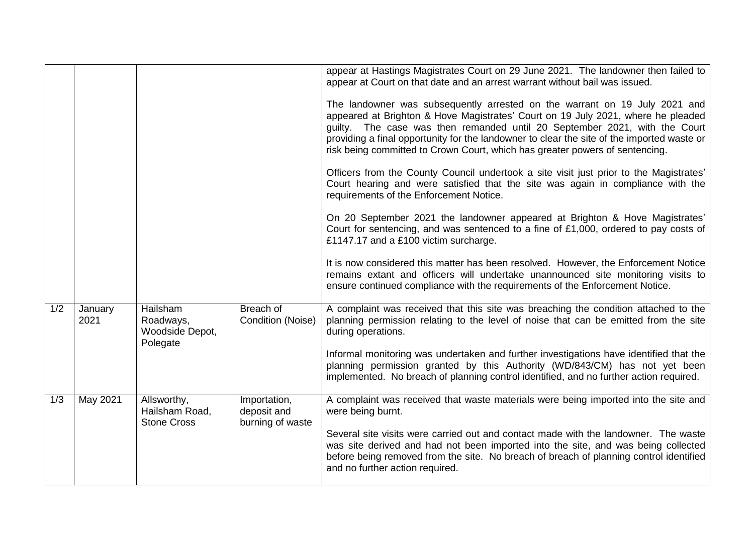| | | | | |
|---|---|---|---|---|
| | | | | appear at Hastings Magistrates Court on 29 June 2021. The landowner then failed to appear at Court on that date and an arrest warrant without bail was issued.<br><br>The landowner was subsequently arrested on the warrant on 19 July 2021 and appeared at Brighton & Hove Magistrates' Court on 19 July 2021, where he pleaded guilty. The case was then remanded until 20 September 2021, with the Court providing a final opportunity for the landowner to clear the site of the imported waste or risk being committed to Crown Court, which has greater powers of sentencing.<br><br>Officers from the County Council undertook a site visit just prior to the Magistrates' Court hearing and were satisfied that the site was again in compliance with the requirements of the Enforcement Notice.<br><br>On 20 September 2021 the landowner appeared at Brighton & Hove Magistrates' Court for sentencing, and was sentenced to a fine of £1,000, ordered to pay costs of £1147.17 and a £100 victim surcharge.<br><br>It is now considered this matter has been resolved. However, the Enforcement Notice remains extant and officers will undertake unannounced site monitoring visits to ensure continued compliance with the requirements of the Enforcement Notice. |
| 1/2 | January 2021 | Hailsham Roadways, Woodside Depot, Polegate | Breach of Condition (Noise) | A complaint was received that this site was breaching the condition attached to the planning permission relating to the level of noise that can be emitted from the site during operations.<br><br>Informal monitoring was undertaken and further investigations have identified that the planning permission granted by this Authority (WD/843/CM) has not yet been implemented. No breach of planning control identified, and no further action required. |
| 1/3 | May 2021 | Allsworthy, Hailsham Road, Stone Cross | Importation, deposit and burning of waste | A complaint was received that waste materials were being imported into the site and were being burnt.<br><br>Several site visits were carried out and contact made with the landowner. The waste was site derived and had not been imported into the site, and was being collected before being removed from the site. No breach of breach of planning control identified and no further action required. |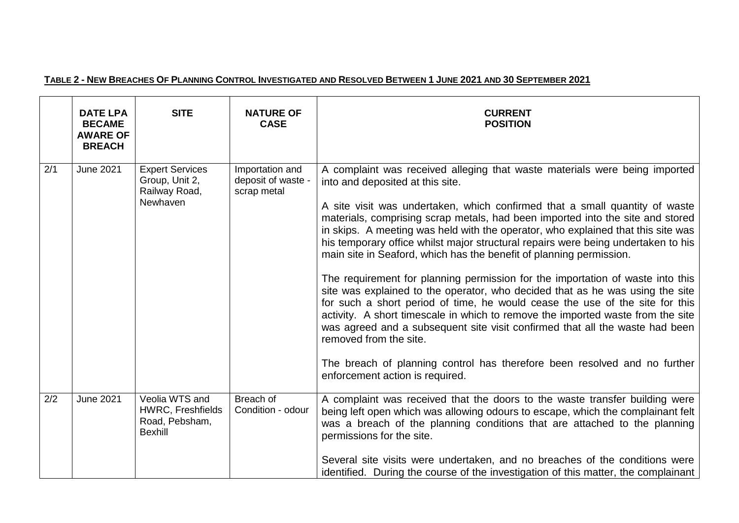**TABLE 2 - NEW BREACHES OF PLANNING CONTROL INVESTIGATED AND RESOLVED BETWEEN 1 JUNE 2021 AND 30 SEPTEMBER 2021**

| | DATE LPA BECAME AWARE OF BREACH | SITE | NATURE OF CASE | CURRENT POSITION |
|---|---|---|---|---|
| 2/1 | June 2021 | Expert Services Group, Unit 2, Railway Road, Newhaven | Importation and deposit of waste - scrap metal | A complaint was received alleging that waste materials were being imported into and deposited at this site.<br><br>A site visit was undertaken, which confirmed that a small quantity of waste materials, comprising scrap metals, had been imported into the site and stored in skips. A meeting was held with the operator, who explained that this site was his temporary office whilst major structural repairs were being undertaken to his main site in Seaford, which has the benefit of planning permission.<br><br>The requirement for planning permission for the importation of waste into this site was explained to the operator, who decided that as he was using the site for such a short period of time, he would cease the use of the site for this activity. A short timescale in which to remove the imported waste from the site was agreed and a subsequent site visit confirmed that all the waste had been removed from the site.<br><br>The breach of planning control has therefore been resolved and no further enforcement action is required. |
| 2/2 | June 2021 | Veolia WTS and HWRC, Freshfields Road, Pebsham, Bexhill | Breach of Condition - odour | A complaint was received that the doors to the waste transfer building were being left open which was allowing odours to escape, which the complainant felt was a breach of the planning conditions that are attached to the planning permissions for the site.<br><br>Several site visits were undertaken, and no breaches of the conditions were identified. During the course of the investigation of this matter, the complainant |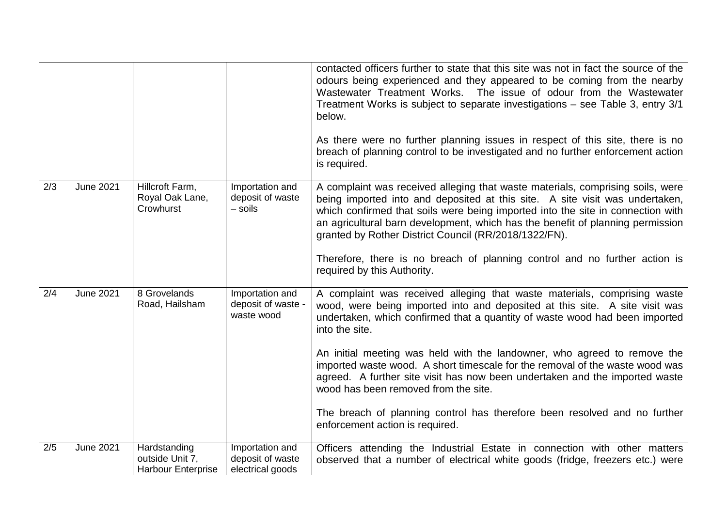| | | | | |
|---|---|---|---|---|
| | | | | contacted officers further to state that this site was not in fact the source of the odours being experienced and they appeared to be coming from the nearby Wastewater Treatment Works. The issue of odour from the Wastewater Treatment Works is subject to separate investigations – see Table 3, entry 3/1 below.<br><br>As there were no further planning issues in respect of this site, there is no breach of planning control to be investigated and no further enforcement action is required. |
| 2/3 | June 2021 | Hillcroft Farm, Royal Oak Lane, Crowhurst | Importation and deposit of waste – soils | A complaint was received alleging that waste materials, comprising soils, were being imported into and deposited at this site. A site visit was undertaken, which confirmed that soils were being imported into the site in connection with an agricultural barn development, which has the benefit of planning permission granted by Rother District Council (RR/2018/1322/FN).<br><br>Therefore, there is no breach of planning control and no further action is required by this Authority. |
| 2/4 | June 2021 | 8 Grovelands Road, Hailsham | Importation and deposit of waste - waste wood | A complaint was received alleging that waste materials, comprising waste wood, were being imported into and deposited at this site. A site visit was undertaken, which confirmed that a quantity of waste wood had been imported into the site.<br><br>An initial meeting was held with the landowner, who agreed to remove the imported waste wood. A short timescale for the removal of the waste wood was agreed. A further site visit has now been undertaken and the imported waste wood has been removed from the site.<br><br>The breach of planning control has therefore been resolved and no further enforcement action is required. |
| 2/5 | June 2021 | Hardstanding outside Unit 7, Harbour Enterprise | Importation and deposit of waste electrical goods | Officers attending the Industrial Estate in connection with other matters observed that a number of electrical white goods (fridge, freezers etc.) were |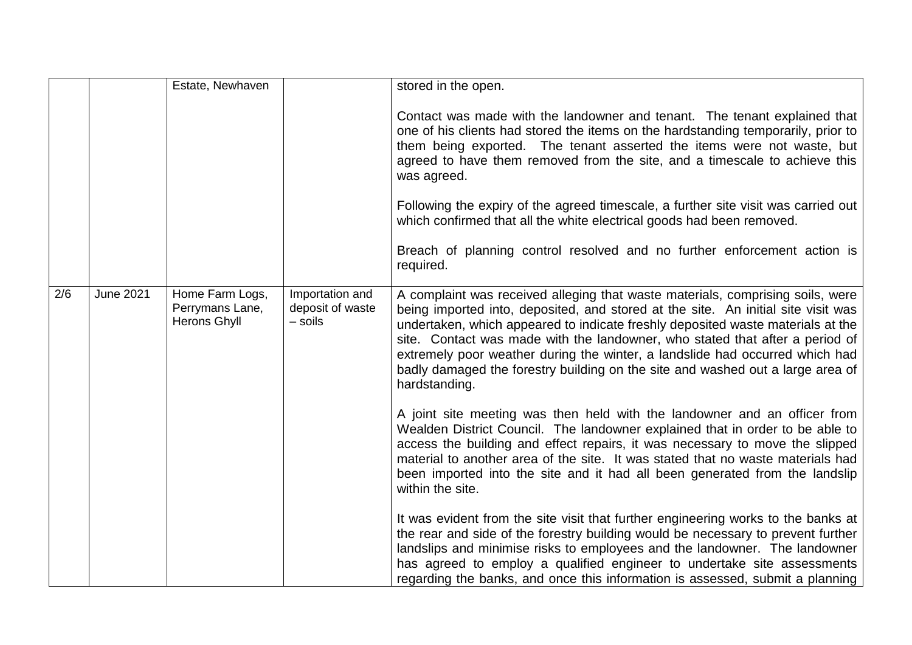|  |  |  |  |  |
|---|---|---|---|---|
|  |  | Estate, Newhaven |  | stored in the open.<br><br>Contact was made with the landowner and tenant. The tenant explained that one of his clients had stored the items on the hardstanding temporarily, prior to them being exported. The tenant asserted the items were not waste, but agreed to have them removed from the site, and a timescale to achieve this was agreed.<br><br>Following the expiry of the agreed timescale, a further site visit was carried out which confirmed that all the white electrical goods had been removed.<br><br>Breach of planning control resolved and no further enforcement action is required. |
| 2/6 | June 2021 | Home Farm Logs, Perrymans Lane, Herons Ghyll | Importation and deposit of waste – soils | A complaint was received alleging that waste materials, comprising soils, were being imported into, deposited, and stored at the site. An initial site visit was undertaken, which appeared to indicate freshly deposited waste materials at the site. Contact was made with the landowner, who stated that after a period of extremely poor weather during the winter, a landslide had occurred which had badly damaged the forestry building on the site and washed out a large area of hardstanding.<br><br>A joint site meeting was then held with the landowner and an officer from Wealden District Council. The landowner explained that in order to be able to access the building and effect repairs, it was necessary to move the slipped material to another area of the site. It was stated that no waste materials had been imported into the site and it had all been generated from the landslip within the site.<br><br>It was evident from the site visit that further engineering works to the banks at the rear and side of the forestry building would be necessary to prevent further landslips and minimise risks to employees and the landowner. The landowner has agreed to employ a qualified engineer to undertake site assessments regarding the banks, and once this information is assessed, submit a planning |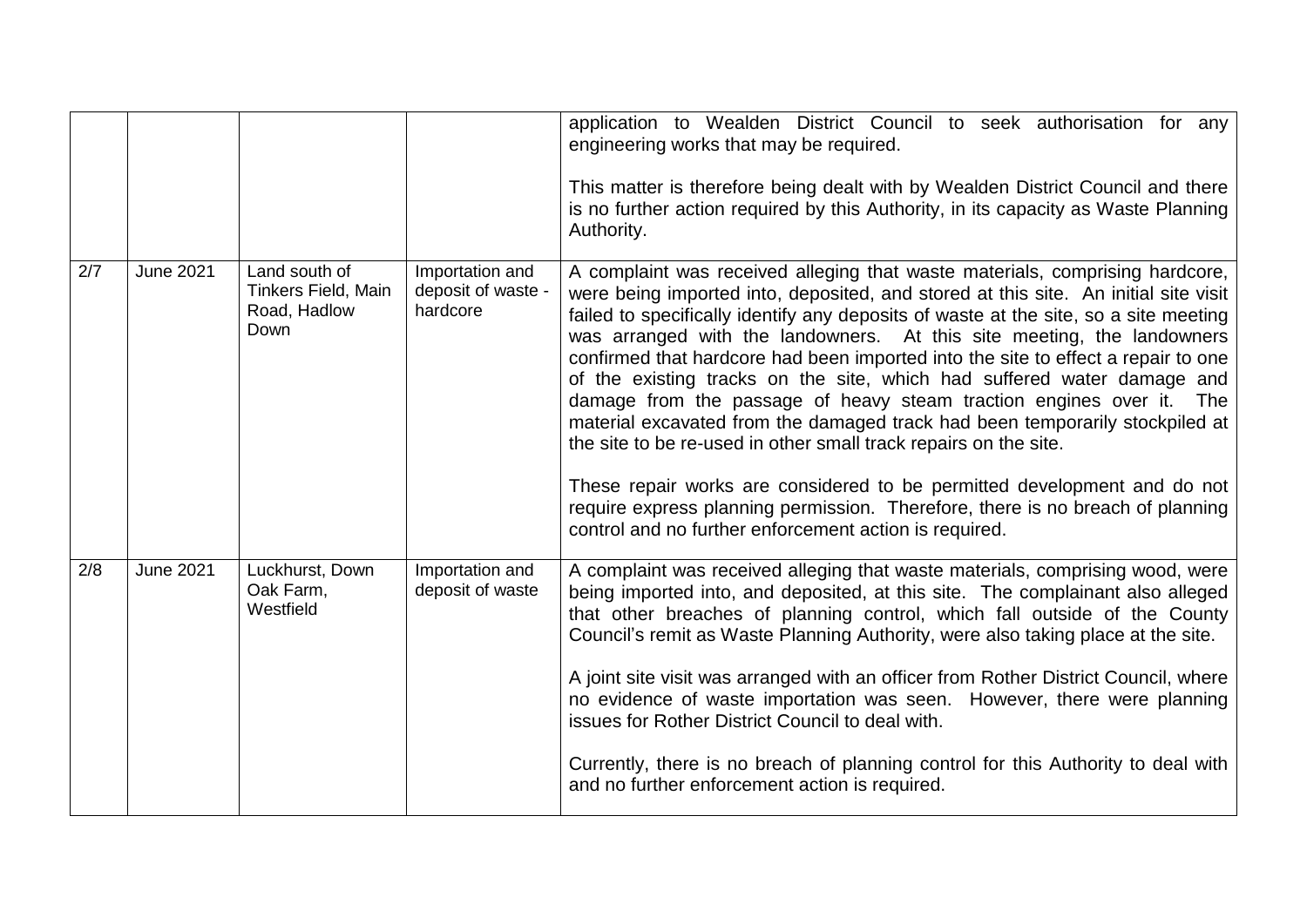| | | | | |
|---|---|---|---|---|
| | | | | application to Wealden District Council to seek authorisation for any engineering works that may be required.<br><br>This matter is therefore being dealt with by Wealden District Council and there is no further action required by this Authority, in its capacity as Waste Planning Authority. |
| 2/7 | June 2021 | Land south of Tinkers Field, Main Road, Hadlow Down | Importation and deposit of waste - hardcore | A complaint was received alleging that waste materials, comprising hardcore, were being imported into, deposited, and stored at this site. An initial site visit failed to specifically identify any deposits of waste at the site, so a site meeting was arranged with the landowners. At this site meeting, the landowners confirmed that hardcore had been imported into the site to effect a repair to one of the existing tracks on the site, which had suffered water damage and damage from the passage of heavy steam traction engines over it. The material excavated from the damaged track had been temporarily stockpiled at the site to be re-used in other small track repairs on the site.<br><br>These repair works are considered to be permitted development and do not require express planning permission. Therefore, there is no breach of planning control and no further enforcement action is required. |
| 2/8 | June 2021 | Luckhurst, Down Oak Farm, Westfield | Importation and deposit of waste | A complaint was received alleging that waste materials, comprising wood, were being imported into, and deposited, at this site. The complainant also alleged that other breaches of planning control, which fall outside of the County Council's remit as Waste Planning Authority, were also taking place at the site.<br><br>A joint site visit was arranged with an officer from Rother District Council, where no evidence of waste importation was seen. However, there were planning issues for Rother District Council to deal with.<br><br>Currently, there is no breach of planning control for this Authority to deal with and no further enforcement action is required. |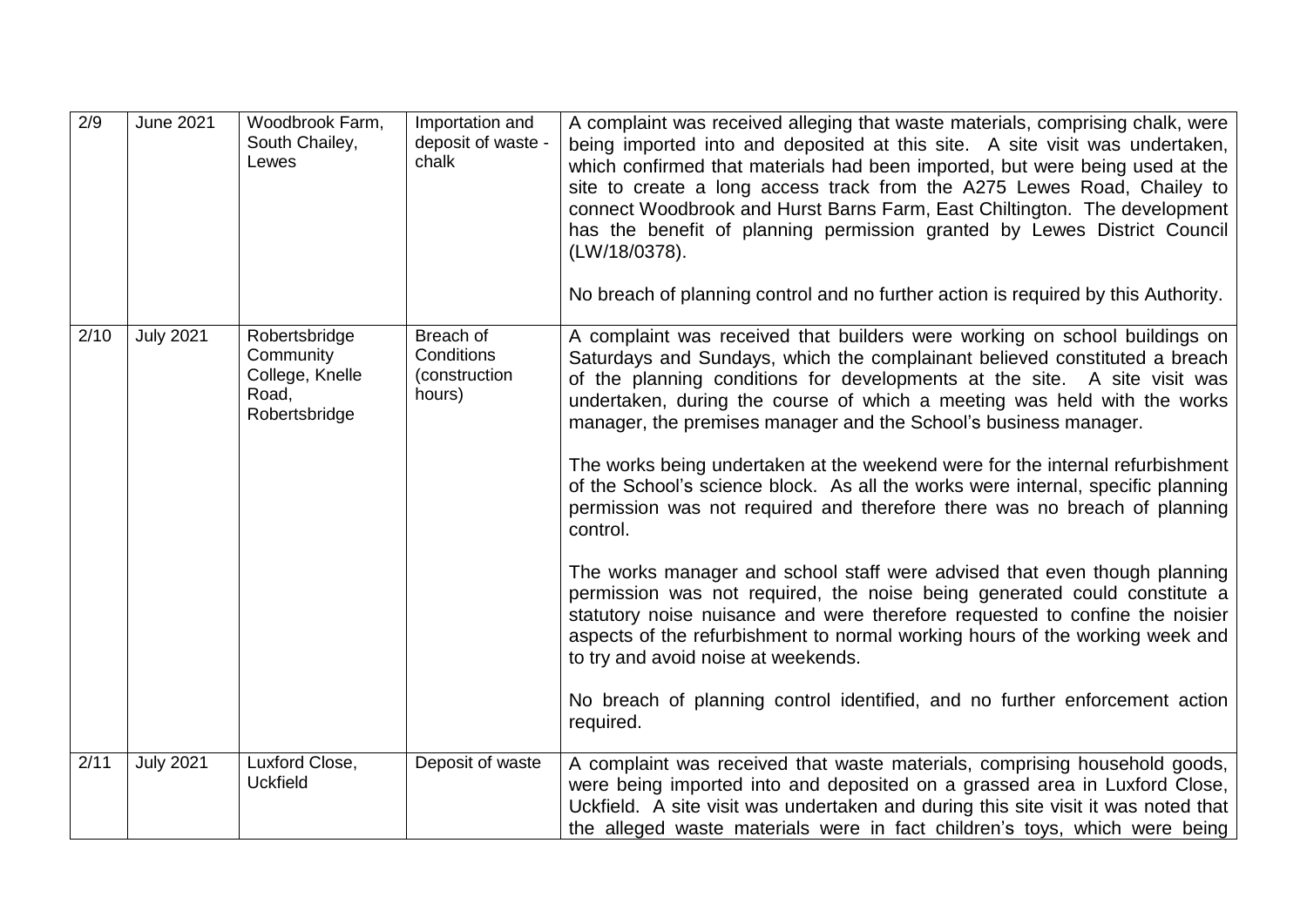| 2/9 | June 2021 | Woodbrook Farm, South Chailey, Lewes | Importation and deposit of waste - chalk | A complaint was received alleging that waste materials, comprising chalk, were being imported into and deposited at this site. A site visit was undertaken, which confirmed that materials had been imported, but were being used at the site to create a long access track from the A275 Lewes Road, Chailey to connect Woodbrook and Hurst Barns Farm, East Chiltington. The development has the benefit of planning permission granted by Lewes District Council (LW/18/0378).<br><br>No breach of planning control and no further action is required by this Authority. |
|---|---|---|---|---|
| 2/10 | July 2021 | Robertsbridge Community College, Knelle Road, Robertsbridge | Breach of Conditions (construction hours) | A complaint was received that builders were working on school buildings on Saturdays and Sundays, which the complainant believed constituted a breach of the planning conditions for developments at the site. A site visit was undertaken, during the course of which a meeting was held with the works manager, the premises manager and the School's business manager.<br><br>The works being undertaken at the weekend were for the internal refurbishment of the School's science block. As all the works were internal, specific planning permission was not required and therefore there was no breach of planning control.<br><br>The works manager and school staff were advised that even though planning permission was not required, the noise being generated could constitute a statutory noise nuisance and were therefore requested to confine the noisier aspects of the refurbishment to normal working hours of the working week and to try and avoid noise at weekends.<br><br>No breach of planning control identified, and no further enforcement action required. |
| 2/11 | July 2021 | Luxford Close, Uckfield | Deposit of waste | A complaint was received that waste materials, comprising household goods, were being imported into and deposited on a grassed area in Luxford Close, Uckfield. A site visit was undertaken and during this site visit it was noted that the alleged waste materials were in fact children's toys, which were being |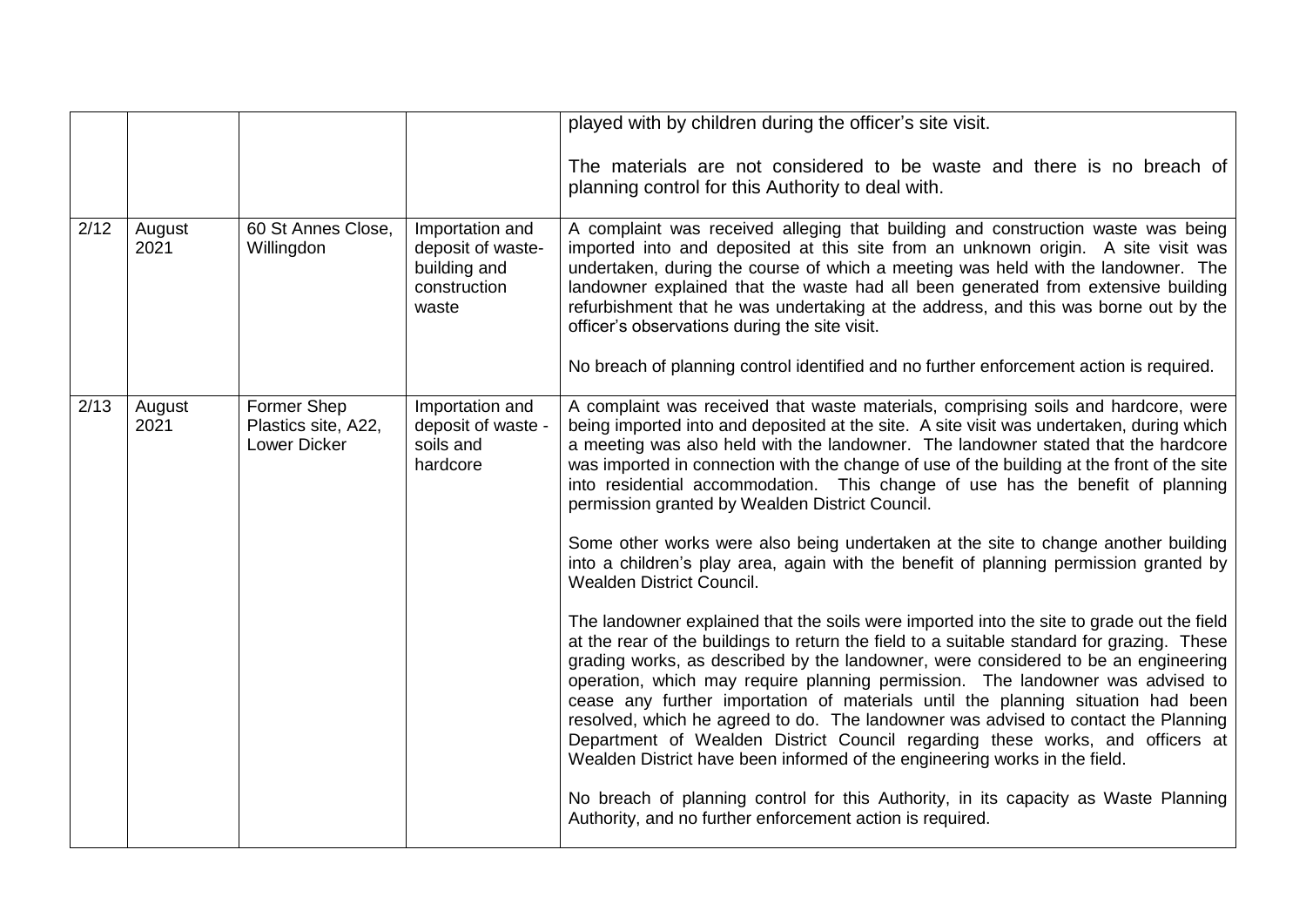| | | | | |
|---|---|---|---|---|
| | | | | played with by children during the officer's site visit.<br><br>The materials are not considered to be waste and there is no breach of planning control for this Authority to deal with. |
| 2/12 | August 2021 | 60 St Annes Close, Willingdon | Importation and deposit of waste- building and construction waste | A complaint was received alleging that building and construction waste was being imported into and deposited at this site from an unknown origin. A site visit was undertaken, during the course of which a meeting was held with the landowner. The landowner explained that the waste had all been generated from extensive building refurbishment that he was undertaking at the address, and this was borne out by the officer's observations during the site visit.<br><br>No breach of planning control identified and no further enforcement action is required. |
| 2/13 | August 2021 | Former Shep Plastics site, A22, Lower Dicker | Importation and deposit of waste - soils and hardcore | A complaint was received that waste materials, comprising soils and hardcore, were being imported into and deposited at the site. A site visit was undertaken, during which a meeting was also held with the landowner. The landowner stated that the hardcore was imported in connection with the change of use of the building at the front of the site into residential accommodation. This change of use has the benefit of planning permission granted by Wealden District Council.<br><br>Some other works were also being undertaken at the site to change another building into a children's play area, again with the benefit of planning permission granted by Wealden District Council.<br><br>The landowner explained that the soils were imported into the site to grade out the field at the rear of the buildings to return the field to a suitable standard for grazing. These grading works, as described by the landowner, were considered to be an engineering operation, which may require planning permission. The landowner was advised to cease any further importation of materials until the planning situation had been resolved, which he agreed to do. The landowner was advised to contact the Planning Department of Wealden District Council regarding these works, and officers at Wealden District have been informed of the engineering works in the field.<br><br>No breach of planning control for this Authority, in its capacity as Waste Planning Authority, and no further enforcement action is required. |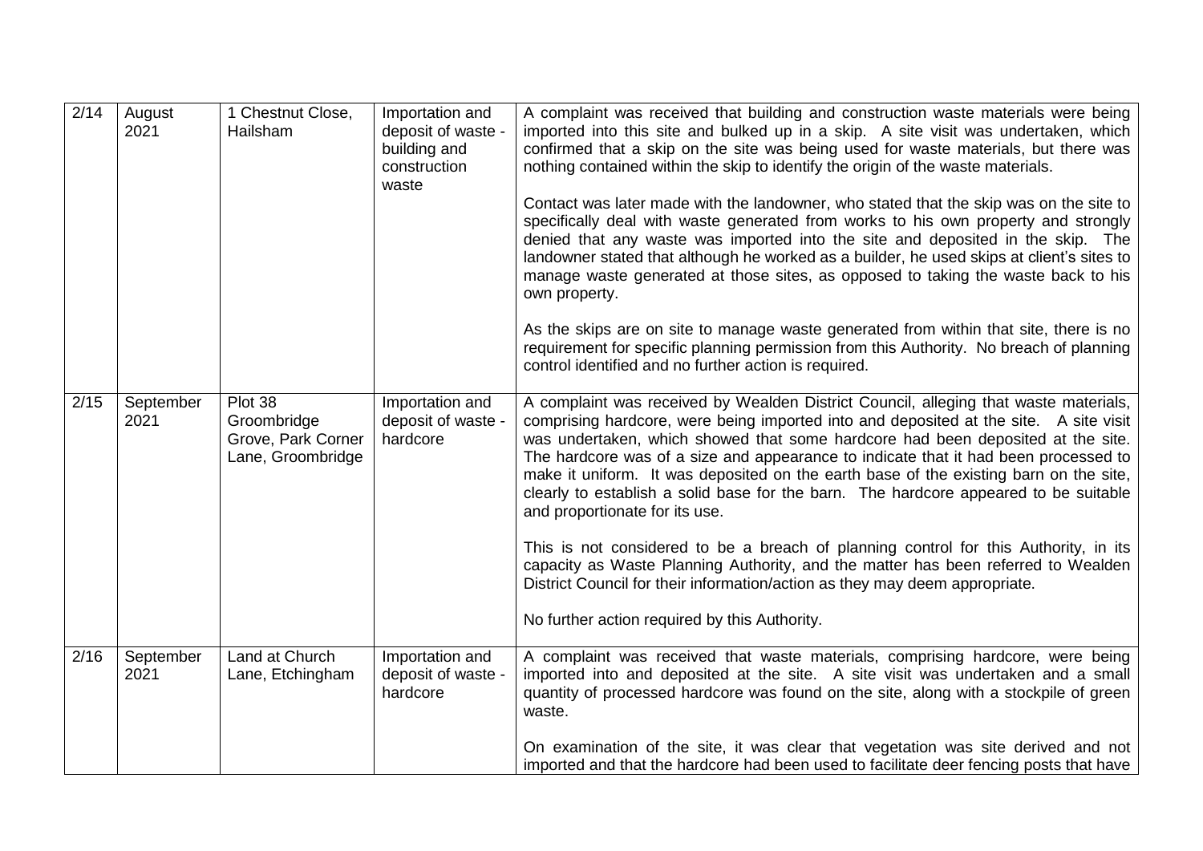| 2/14 | August 2021 | 1 Chestnut Close, Hailsham | Importation and deposit of waste - building and construction waste | A complaint was received that building and construction waste materials were being imported into this site and bulked up in a skip. A site visit was undertaken, which confirmed that a skip on the site was being used for waste materials, but there was nothing contained within the skip to identify the origin of the waste materials.<br><br>Contact was later made with the landowner, who stated that the skip was on the site to specifically deal with waste generated from works to his own property and strongly denied that any waste was imported into the site and deposited in the skip. The landowner stated that although he worked as a builder, he used skips at client's sites to manage waste generated at those sites, as opposed to taking the waste back to his own property.<br><br>As the skips are on site to manage waste generated from within that site, there is no requirement for specific planning permission from this Authority. No breach of planning control identified and no further action is required. |
|---|---|---|---|---|
| 2/15 | September 2021 | Plot 38 Groombridge Grove, Park Corner Lane, Groombridge | Importation and deposit of waste - hardcore | A complaint was received by Wealden District Council, alleging that waste materials, comprising hardcore, were being imported into and deposited at the site. A site visit was undertaken, which showed that some hardcore had been deposited at the site. The hardcore was of a size and appearance to indicate that it had been processed to make it uniform. It was deposited on the earth base of the existing barn on the site, clearly to establish a solid base for the barn. The hardcore appeared to be suitable and proportionate for its use.<br><br>This is not considered to be a breach of planning control for this Authority, in its capacity as Waste Planning Authority, and the matter has been referred to Wealden District Council for their information/action as they may deem appropriate.<br><br>No further action required by this Authority. |
| 2/16 | September 2021 | Land at Church Lane, Etchingham | Importation and deposit of waste - hardcore | A complaint was received that waste materials, comprising hardcore, were being imported into and deposited at the site. A site visit was undertaken and a small quantity of processed hardcore was found on the site, along with a stockpile of green waste.<br><br>On examination of the site, it was clear that vegetation was site derived and not imported and that the hardcore had been used to facilitate deer fencing posts that have |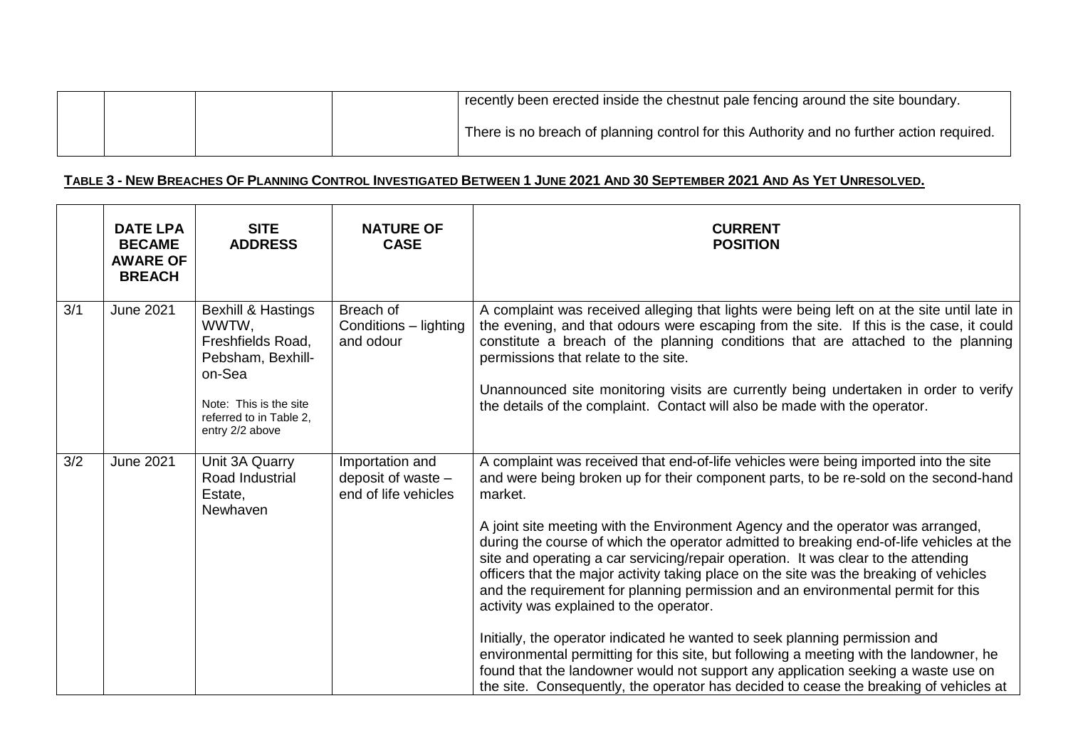| | | | | recently been erected inside the chestnut pale fencing around the site boundary.<br><br>There is no breach of planning control for this Authority and no further action required. |
|---|---|---|---|---|

**TABLE 3 - NEW BREACHES OF PLANNING CONTROL INVESTIGATED BETWEEN 1 JUNE 2021 AND 30 SEPTEMBER 2021 AND AS YET UNRESOLVED.**

| | DATE LPA BECAME AWARE OF BREACH | SITE ADDRESS | NATURE OF CASE | CURRENT POSITION |
|---|---|---|---|---|
| 3/1 | June 2021 | Bexhill & Hastings WWTW, Freshfields Road, Pebsham, Bexhill-on-Sea<br><br>Note: This is the site referred to in Table 2, entry 2/2 above | Breach of Conditions – lighting and odour | A complaint was received alleging that lights were being left on at the site until late in the evening, and that odours were escaping from the site. If this is the case, it could constitute a breach of the planning conditions that are attached to the planning permissions that relate to the site.<br><br>Unannounced site monitoring visits are currently being undertaken in order to verify the details of the complaint. Contact will also be made with the operator. |
| 3/2 | June 2021 | Unit 3A Quarry Road Industrial Estate, Newhaven | Importation and deposit of waste – end of life vehicles | A complaint was received that end-of-life vehicles were being imported into the site and were being broken up for their component parts, to be re-sold on the second-hand market.<br><br>A joint site meeting with the Environment Agency and the operator was arranged, during the course of which the operator admitted to breaking end-of-life vehicles at the site and operating a car servicing/repair operation. It was clear to the attending officers that the major activity taking place on the site was the breaking of vehicles and the requirement for planning permission and an environmental permit for this activity was explained to the operator.<br><br>Initially, the operator indicated he wanted to seek planning permission and environmental permitting for this site, but following a meeting with the landowner, he found that the landowner would not support any application seeking a waste use on the site. Consequently, the operator has decided to cease the breaking of vehicles at |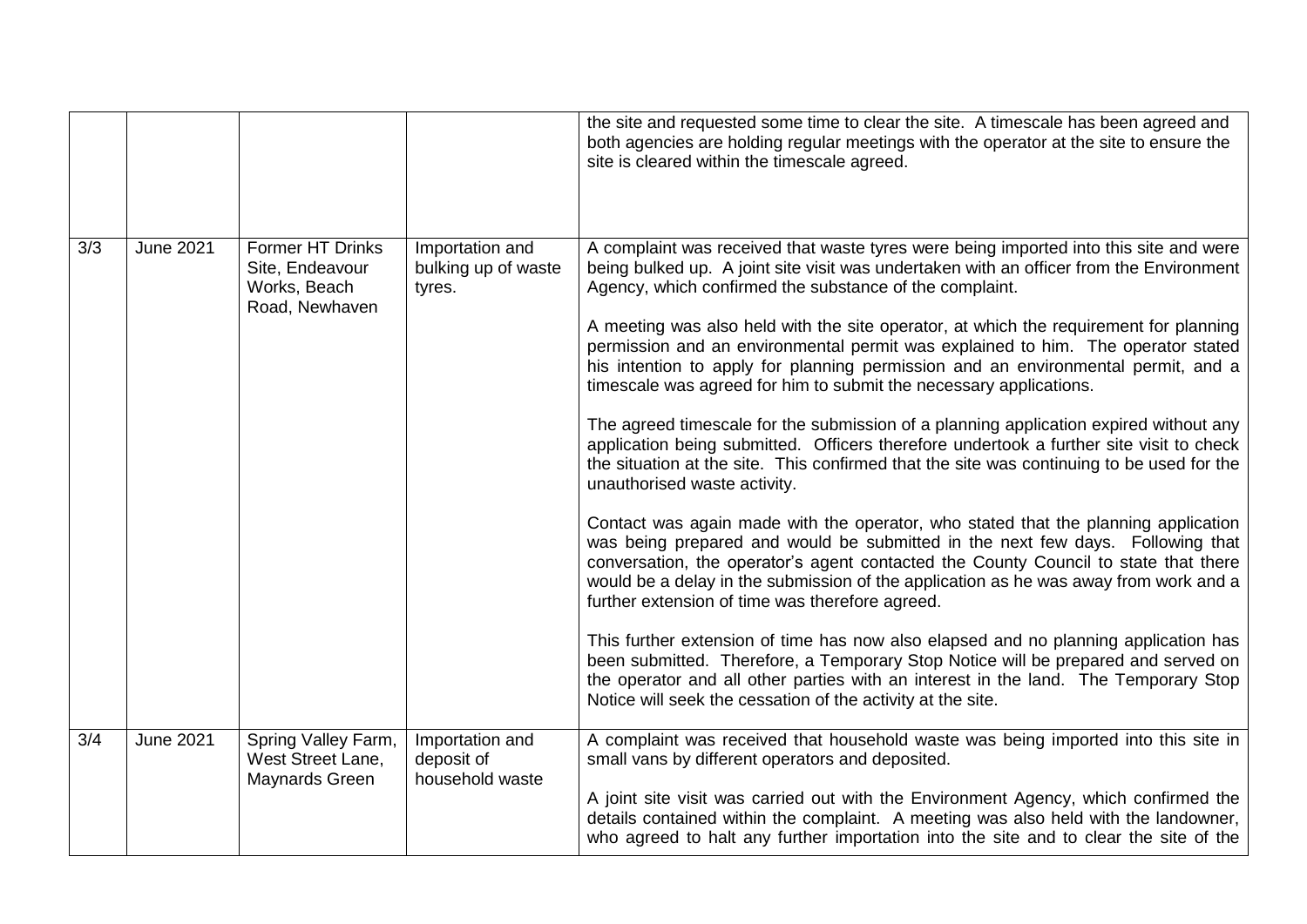| | | | | |
|---|---|---|---|---|
| | | | | the site and requested some time to clear the site. A timescale has been agreed and both agencies are holding regular meetings with the operator at the site to ensure the site is cleared within the timescale agreed. |
| 3/3 | June 2021 | Former HT Drinks Site, Endeavour Works, Beach Road, Newhaven | Importation and bulking up of waste tyres. | A complaint was received that waste tyres were being imported into this site and were being bulked up. A joint site visit was undertaken with an officer from the Environment Agency, which confirmed the substance of the complaint.<br><br>A meeting was also held with the site operator, at which the requirement for planning permission and an environmental permit was explained to him. The operator stated his intention to apply for planning permission and an environmental permit, and a timescale was agreed for him to submit the necessary applications.<br><br>The agreed timescale for the submission of a planning application expired without any application being submitted. Officers therefore undertook a further site visit to check the situation at the site. This confirmed that the site was continuing to be used for the unauthorised waste activity.<br><br>Contact was again made with the operator, who stated that the planning application was being prepared and would be submitted in the next few days. Following that conversation, the operator's agent contacted the County Council to state that there would be a delay in the submission of the application as he was away from work and a further extension of time was therefore agreed.<br><br>This further extension of time has now also elapsed and no planning application has been submitted. Therefore, a Temporary Stop Notice will be prepared and served on the operator and all other parties with an interest in the land. The Temporary Stop Notice will seek the cessation of the activity at the site. |
| 3/4 | June 2021 | Spring Valley Farm, West Street Lane, Maynards Green | Importation and deposit of household waste | A complaint was received that household waste was being imported into this site in small vans by different operators and deposited.<br><br>A joint site visit was carried out with the Environment Agency, which confirmed the details contained within the complaint. A meeting was also held with the landowner, who agreed to halt any further importation into the site and to clear the site of the |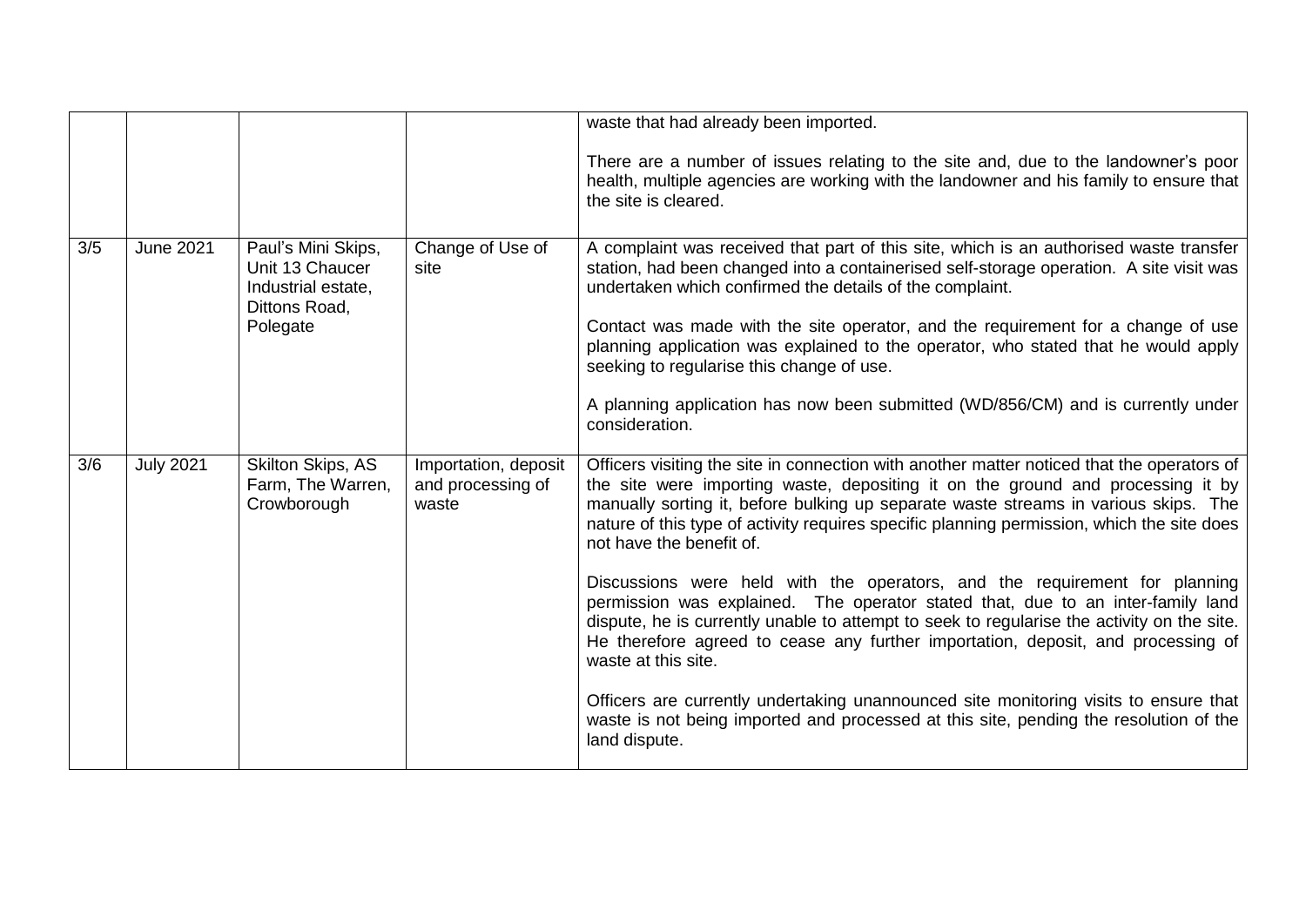| | | | | |
|---|---|---|---|---|
| | | | | waste that had already been imported.<br><br>There are a number of issues relating to the site and, due to the landowner's poor health, multiple agencies are working with the landowner and his family to ensure that the site is cleared. |
| 3/5 | June 2021 | Paul's Mini Skips, Unit 13 Chaucer Industrial estate, Dittons Road, Polegate | Change of Use of site | A complaint was received that part of this site, which is an authorised waste transfer station, had been changed into a containerised self-storage operation. A site visit was undertaken which confirmed the details of the complaint.<br><br>Contact was made with the site operator, and the requirement for a change of use planning application was explained to the operator, who stated that he would apply seeking to regularise this change of use.<br><br>A planning application has now been submitted (WD/856/CM) and is currently under consideration. |
| 3/6 | July 2021 | Skilton Skips, AS Farm, The Warren, Crowborough | Importation, deposit and processing of waste | Officers visiting the site in connection with another matter noticed that the operators of the site were importing waste, depositing it on the ground and processing it by manually sorting it, before bulking up separate waste streams in various skips. The nature of this type of activity requires specific planning permission, which the site does not have the benefit of.<br><br>Discussions were held with the operators, and the requirement for planning permission was explained. The operator stated that, due to an inter-family land dispute, he is currently unable to attempt to seek to regularise the activity on the site. He therefore agreed to cease any further importation, deposit, and processing of waste at this site.<br><br>Officers are currently undertaking unannounced site monitoring visits to ensure that waste is not being imported and processed at this site, pending the resolution of the land dispute. |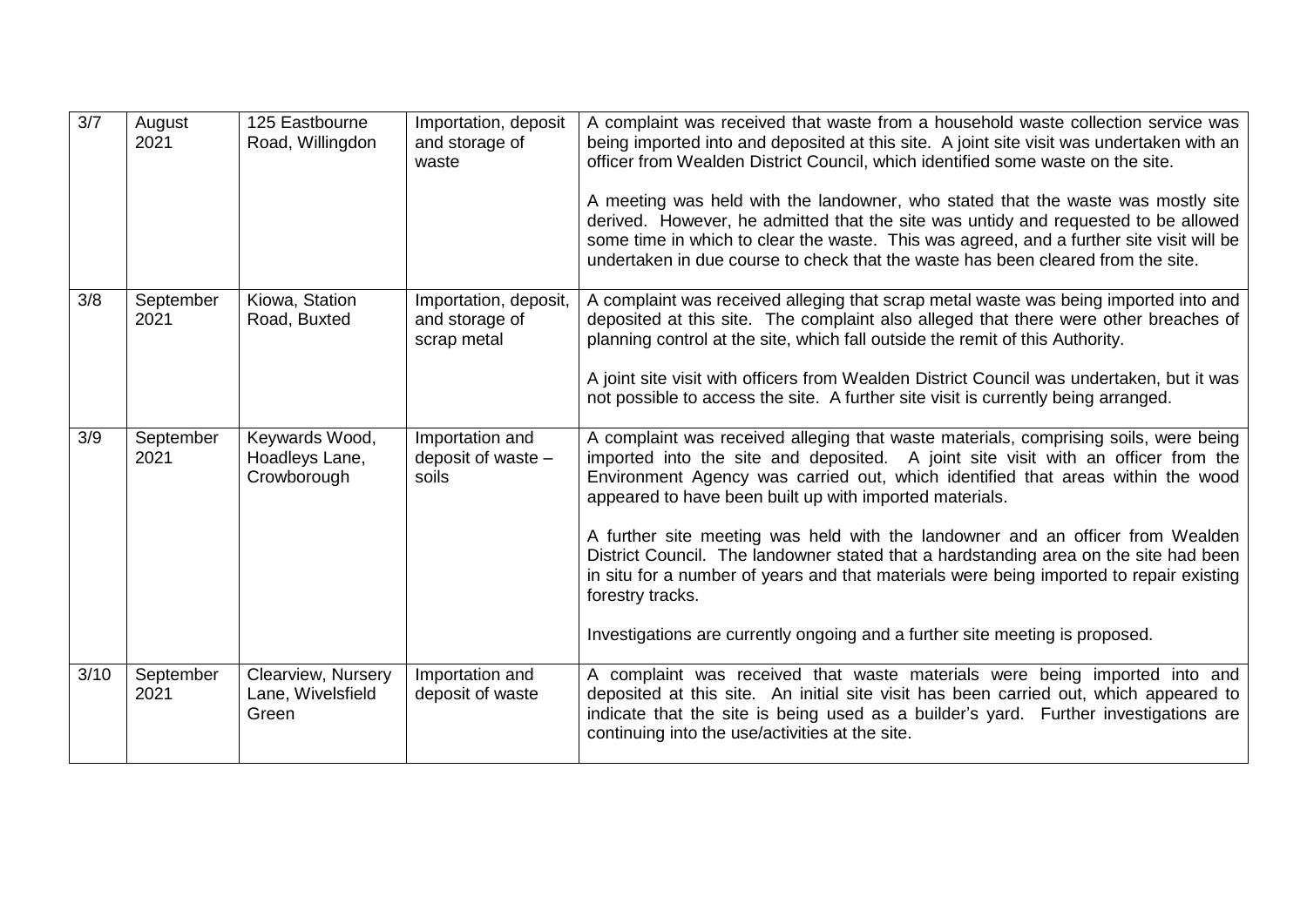| 3/7 | August 2021 | 125 Eastbourne Road, Willingdon | Importation, deposit and storage of waste | A complaint was received that waste from a household waste collection service was being imported into and deposited at this site. A joint site visit was undertaken with an officer from Wealden District Council, which identified some waste on the site.<br><br>A meeting was held with the landowner, who stated that the waste was mostly site derived. However, he admitted that the site was untidy and requested to be allowed some time in which to clear the waste. This was agreed, and a further site visit will be undertaken in due course to check that the waste has been cleared from the site. |
|---|---|---|---|---|
| 3/8 | September 2021 | Kiowa, Station Road, Buxted | Importation, deposit, and storage of scrap metal | A complaint was received alleging that scrap metal waste was being imported into and deposited at this site. The complaint also alleged that there were other breaches of planning control at the site, which fall outside the remit of this Authority.<br><br>A joint site visit with officers from Wealden District Council was undertaken, but it was not possible to access the site. A further site visit is currently being arranged. |
| 3/9 | September 2021 | Keywards Wood, Hoadleys Lane, Crowborough | Importation and deposit of waste – soils | A complaint was received alleging that waste materials, comprising soils, were being imported into the site and deposited. A joint site visit with an officer from the Environment Agency was carried out, which identified that areas within the wood appeared to have been built up with imported materials.<br><br>A further site meeting was held with the landowner and an officer from Wealden District Council. The landowner stated that a hardstanding area on the site had been in situ for a number of years and that materials were being imported to repair existing forestry tracks.<br><br>Investigations are currently ongoing and a further site meeting is proposed. |
| 3/10 | September 2021 | Clearview, Nursery Lane, Wivelsfield Green | Importation and deposit of waste | A complaint was received that waste materials were being imported into and deposited at this site. An initial site visit has been carried out, which appeared to indicate that the site is being used as a builder's yard. Further investigations are continuing into the use/activities at the site. |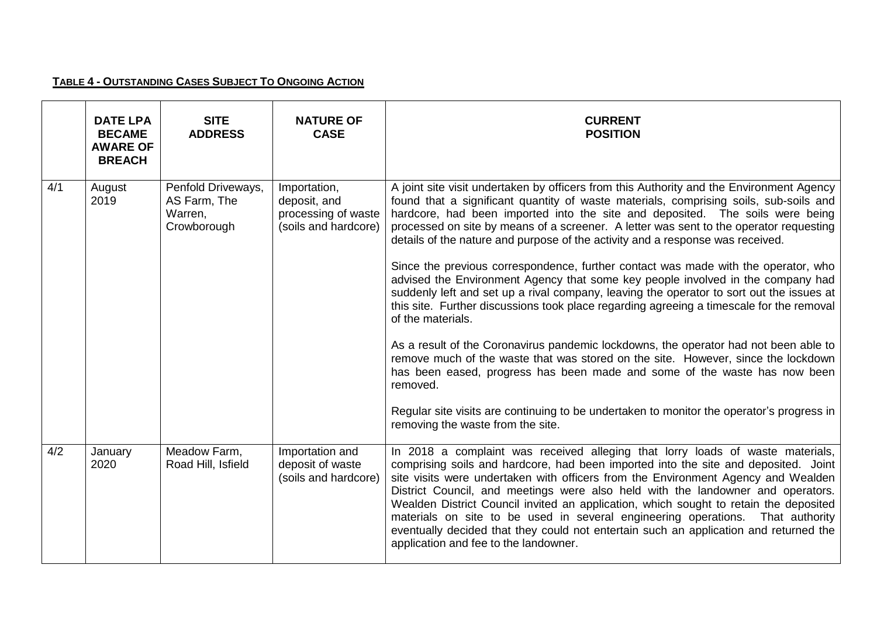**TABLE 4 - OUTSTANDING CASES SUBJECT TO ONGOING ACTION**

| | DATE LPA BECAME AWARE OF BREACH | SITE ADDRESS | NATURE OF CASE | CURRENT POSITION |
|---|---|---|---|---|
| 4/1 | August 2019 | Penfold Driveways, AS Farm, The Warren, Crowborough | Importation, deposit, and processing of waste (soils and hardcore) | A joint site visit undertaken by officers from this Authority and the Environment Agency found that a significant quantity of waste materials, comprising soils, sub-soils and hardcore, had been imported into the site and deposited. The soils were being processed on site by means of a screener. A letter was sent to the operator requesting details of the nature and purpose of the activity and a response was received.<br><br>Since the previous correspondence, further contact was made with the operator, who advised the Environment Agency that some key people involved in the company had suddenly left and set up a rival company, leaving the operator to sort out the issues at this site. Further discussions took place regarding agreeing a timescale for the removal of the materials.<br><br>As a result of the Coronavirus pandemic lockdowns, the operator had not been able to remove much of the waste that was stored on the site. However, since the lockdown has been eased, progress has been made and some of the waste has now been removed.<br><br>Regular site visits are continuing to be undertaken to monitor the operator's progress in removing the waste from the site. |
| 4/2 | January 2020 | Meadow Farm, Road Hill, Isfield | Importation and deposit of waste (soils and hardcore) | In 2018 a complaint was received alleging that lorry loads of waste materials, comprising soils and hardcore, had been imported into the site and deposited. Joint site visits were undertaken with officers from the Environment Agency and Wealden District Council, and meetings were also held with the landowner and operators. Wealden District Council invited an application, which sought to retain the deposited materials on site to be used in several engineering operations. That authority eventually decided that they could not entertain such an application and returned the application and fee to the landowner. |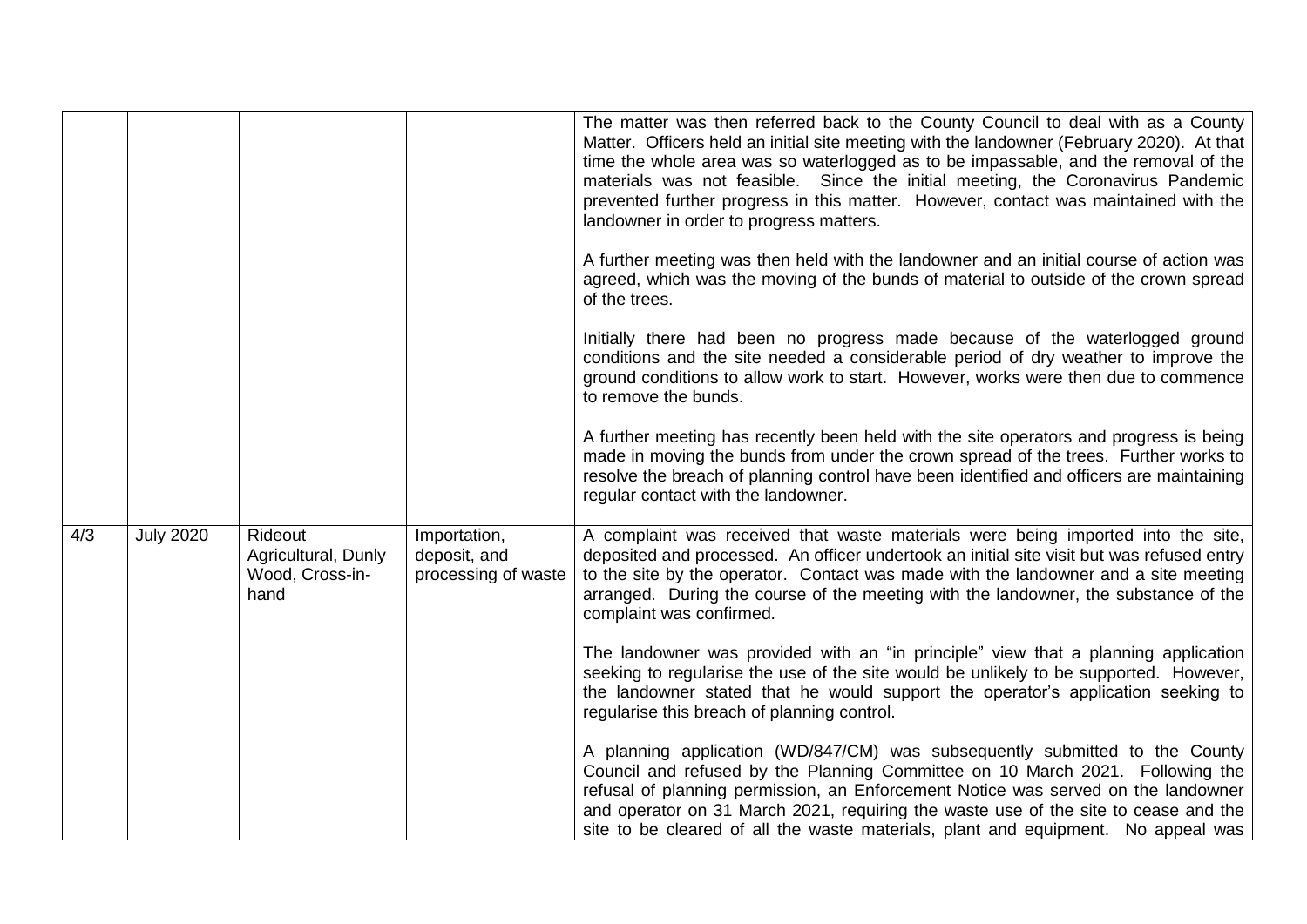| | | | | |
|---|---|---|---|---|
| | | | | The matter was then referred back to the County Council to deal with as a County Matter. Officers held an initial site meeting with the landowner (February 2020). At that time the whole area was so waterlogged as to be impassable, and the removal of the materials was not feasible. Since the initial meeting, the Coronavirus Pandemic prevented further progress in this matter. However, contact was maintained with the landowner in order to progress matters.<br><br>A further meeting was then held with the landowner and an initial course of action was agreed, which was the moving of the bunds of material to outside of the crown spread of the trees.<br><br>Initially there had been no progress made because of the waterlogged ground conditions and the site needed a considerable period of dry weather to improve the ground conditions to allow work to start. However, works were then due to commence to remove the bunds.<br><br>A further meeting has recently been held with the site operators and progress is being made in moving the bunds from under the crown spread of the trees. Further works to resolve the breach of planning control have been identified and officers are maintaining regular contact with the landowner. |
| 4/3 | July 2020 | Rideout Agricultural, Dunly Wood, Cross-in-hand | Importation, deposit, and processing of waste | A complaint was received that waste materials were being imported into the site, deposited and processed. An officer undertook an initial site visit but was refused entry to the site by the operator. Contact was made with the landowner and a site meeting arranged. During the course of the meeting with the landowner, the substance of the complaint was confirmed.<br><br>The landowner was provided with an "in principle" view that a planning application seeking to regularise the use of the site would be unlikely to be supported. However, the landowner stated that he would support the operator's application seeking to regularise this breach of planning control.<br><br>A planning application (WD/847/CM) was subsequently submitted to the County Council and refused by the Planning Committee on 10 March 2021. Following the refusal of planning permission, an Enforcement Notice was served on the landowner and operator on 31 March 2021, requiring the waste use of the site to cease and the site to be cleared of all the waste materials, plant and equipment. No appeal was |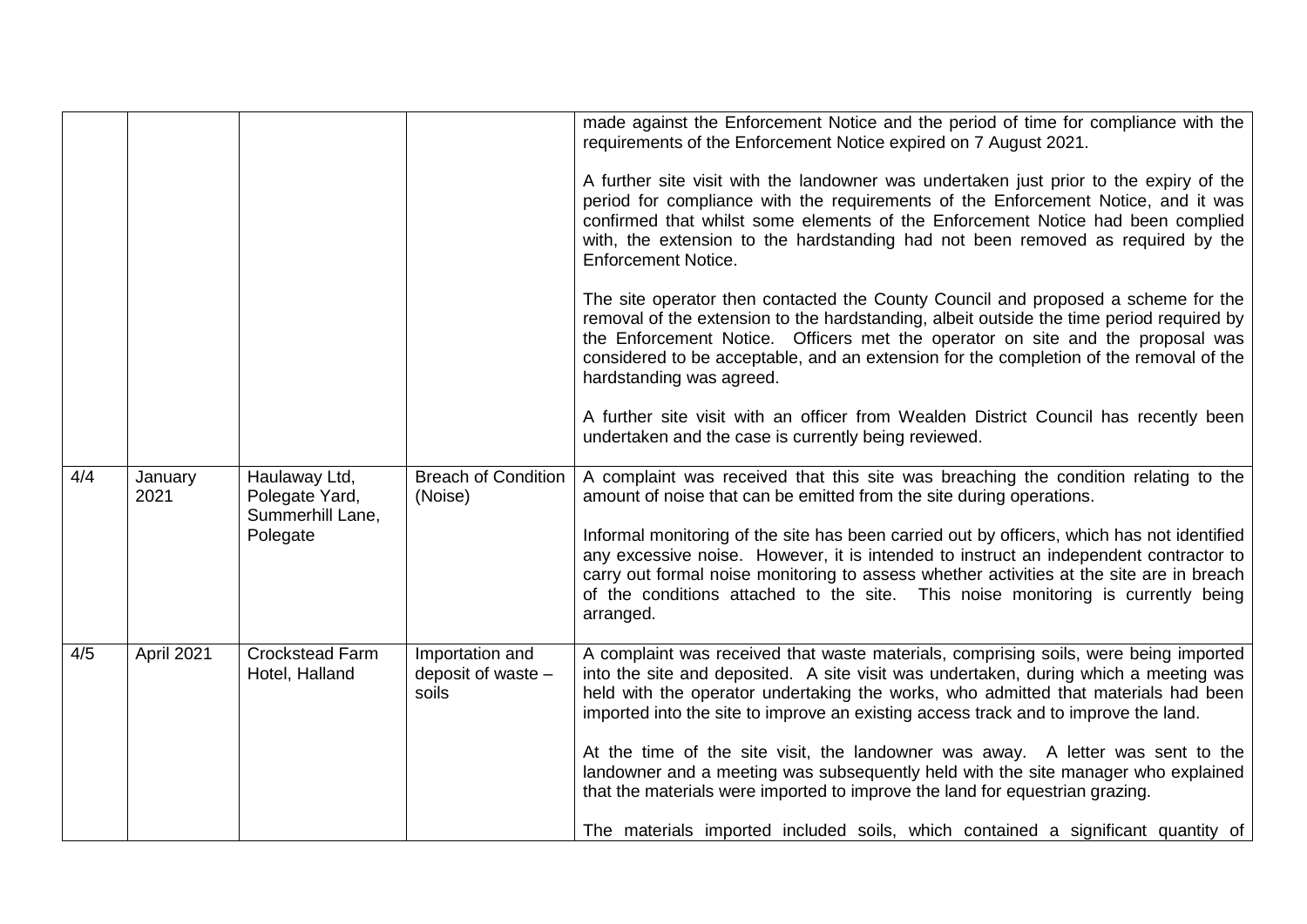| | | | | |
|---|---|---|---|---|
| | | | | made against the Enforcement Notice and the period of time for compliance with the requirements of the Enforcement Notice expired on 7 August 2021.<br><br>A further site visit with the landowner was undertaken just prior to the expiry of the period for compliance with the requirements of the Enforcement Notice, and it was confirmed that whilst some elements of the Enforcement Notice had been complied with, the extension to the hardstanding had not been removed as required by the Enforcement Notice.<br><br>The site operator then contacted the County Council and proposed a scheme for the removal of the extension to the hardstanding, albeit outside the time period required by the Enforcement Notice. Officers met the operator on site and the proposal was considered to be acceptable, and an extension for the completion of the removal of the hardstanding was agreed.<br><br>A further site visit with an officer from Wealden District Council has recently been undertaken and the case is currently being reviewed. |
| 4/4 | January 2021 | Haulaway Ltd, Polegate Yard, Summerhill Lane, Polegate | Breach of Condition (Noise) | A complaint was received that this site was breaching the condition relating to the amount of noise that can be emitted from the site during operations.<br><br>Informal monitoring of the site has been carried out by officers, which has not identified any excessive noise. However, it is intended to instruct an independent contractor to carry out formal noise monitoring to assess whether activities at the site are in breach of the conditions attached to the site. This noise monitoring is currently being arranged. |
| 4/5 | April 2021 | Crockstead Farm Hotel, Halland | Importation and deposit of waste – soils | A complaint was received that waste materials, comprising soils, were being imported into the site and deposited. A site visit was undertaken, during which a meeting was held with the operator undertaking the works, who admitted that materials had been imported into the site to improve an existing access track and to improve the land.<br><br>At the time of the site visit, the landowner was away. A letter was sent to the landowner and a meeting was subsequently held with the site manager who explained that the materials were imported to improve the land for equestrian grazing.<br><br>The materials imported included soils, which contained a significant quantity of |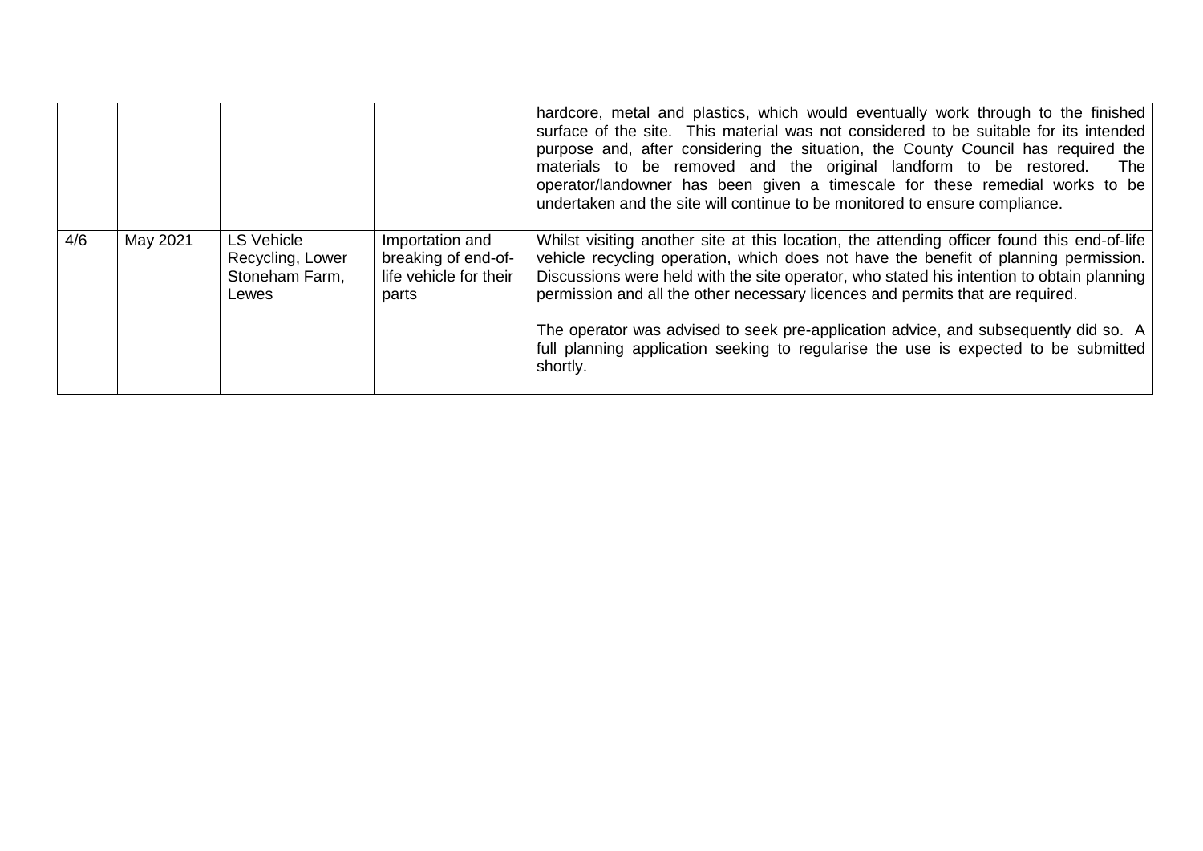| | | | | |
|---|---|---|---|---|
| | | | | hardcore, metal and plastics, which would eventually work through to the finished surface of the site. This material was not considered to be suitable for its intended purpose and, after considering the situation, the County Council has required the materials to be removed and the original landform to be restored. The operator/landowner has been given a timescale for these remedial works to be undertaken and the site will continue to be monitored to ensure compliance. |
| 4/6 | May 2021 | LS Vehicle Recycling, Lower Stoneham Farm, Lewes | Importation and breaking of end-of-life vehicle for their parts | Whilst visiting another site at this location, the attending officer found this end-of-life vehicle recycling operation, which does not have the benefit of planning permission. Discussions were held with the site operator, who stated his intention to obtain planning permission and all the other necessary licences and permits that are required.<br><br>The operator was advised to seek pre-application advice, and subsequently did so. A full planning application seeking to regularise the use is expected to be submitted shortly. |